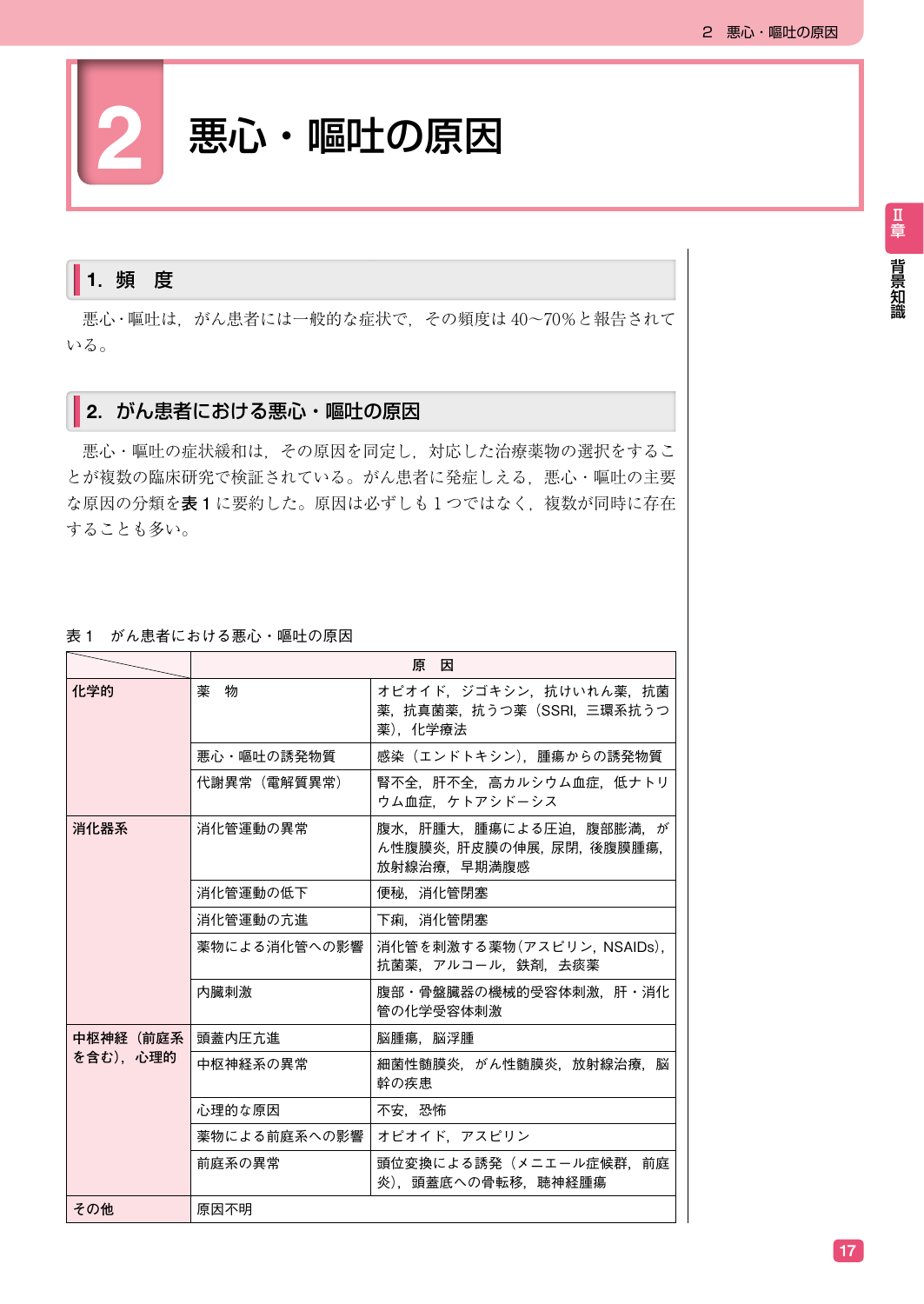# 2 悪心・嘔吐の原因

## 1. 頻　度

悪心･嘔吐は，がん患者には一般的な症状で，その頻度は 40〜70％と報告されている。

## 2. がん患者における悪心・嘔吐の原因

悪心・嘔吐の症状緩和は，その原因を同定し，対応した治療薬物の選択をすることが複数の臨床研究で検証されている。がん患者に発症しえる，悪心・嘔吐の主要な原因の分類を**表 1** に要約した。原因は必ずしも 1 つではなく，複数が同時に存在することも多い。

表 1　がん患者における悪心・嘔吐の原因

| | 原　因 | |
|---|---|---|
| **化学的** | 薬　物 | オピオイド，ジゴキシン，抗けいれん薬，抗菌薬，抗真菌薬，抗うつ薬（SSRI，三環系抗うつ薬），化学療法 |
| | 悪心・嘔吐の誘発物質 | 感染（エンドトキシン），腫瘍からの誘発物質 |
| | 代謝異常（電解質異常） | 腎不全，肝不全，高カルシウム血症，低ナトリウム血症，ケトアシドーシス |
| **消化器系** | 消化管運動の異常 | 腹水，肝腫大，腫瘍による圧迫，腹部膨満，がん性腹膜炎，肝皮膜の伸展，尿閉，後腹膜腫瘍，放射線治療，早期満腹感 |
| | 消化管運動の低下 | 便秘，消化管閉塞 |
| | 消化管運動の亢進 | 下痢，消化管閉塞 |
| | 薬物による消化管への影響 | 消化管を刺激する薬物（アスピリン，NSAIDs），抗菌薬，アルコール，鉄剤，去痰薬 |
| | 内臓刺激 | 腹部・骨盤臓器の機械的受容体刺激，肝・消化管の化学受容体刺激 |
| **中枢神経（前庭系を含む），心理的** | 頭蓋内圧亢進 | 脳腫瘍，脳浮腫 |
| | 中枢神経系の異常 | 細菌性髄膜炎，がん性髄膜炎，放射線治療，脳幹の疾患 |
| | 心理的な原因 | 不安，恐怖 |
| | 薬物による前庭系への影響 | オピオイド，アスピリン |
| | 前庭系の異常 | 頭位変換による誘発（メニエール症候群，前庭炎），頭蓋底への骨転移，聴神経腫瘍 |
| **その他** | 原因不明 | |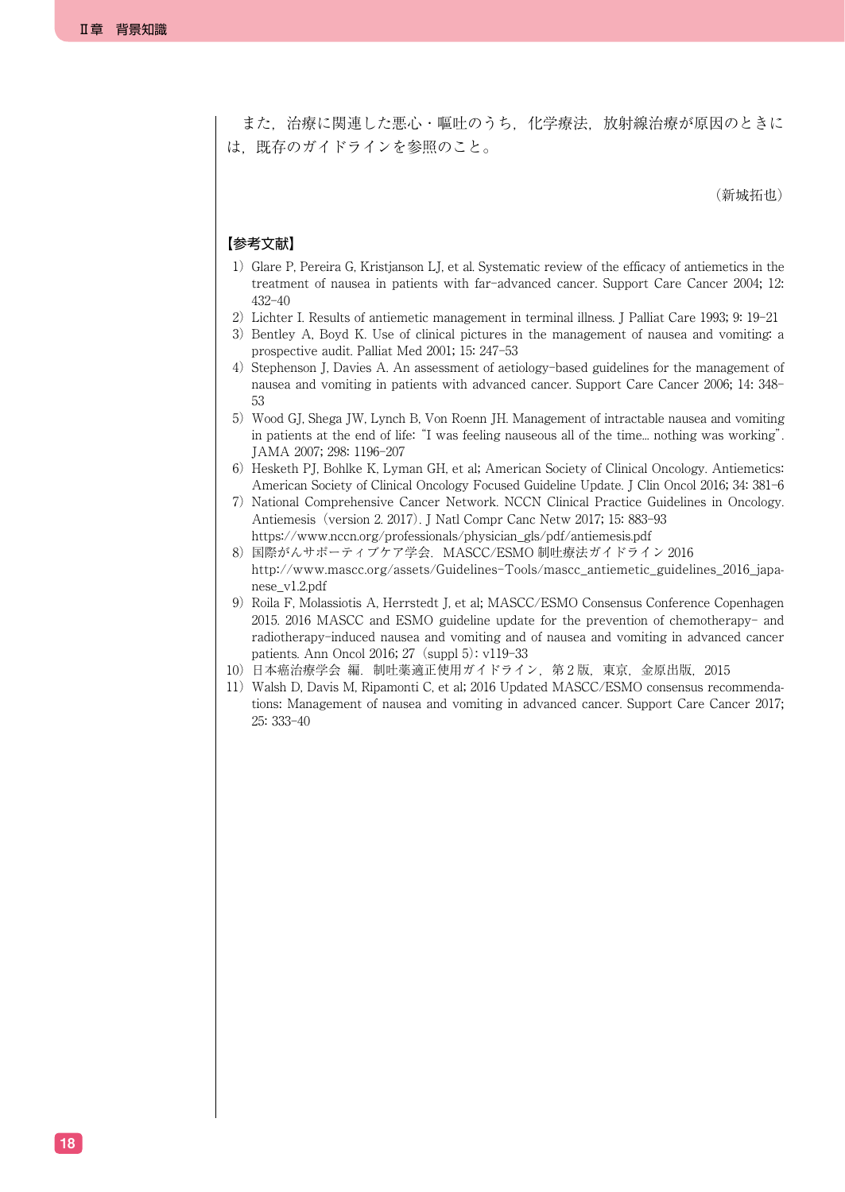また，治療に関連した悪心・嘔吐のうち，化学療法，放射線治療が原因のときには，既存のガイドラインを参照のこと。

（新城拓也）

**【参考文献】**

1）Glare P, Pereira G, Kristjanson LJ, et al. Systematic review of the efficacy of antiemetics in the treatment of nausea in patients with far-advanced cancer. Support Care Cancer 2004; 12: 432-40
2）Lichter I. Results of antiemetic management in terminal illness. J Palliat Care 1993; 9: 19-21
3）Bentley A, Boyd K. Use of clinical pictures in the management of nausea and vomiting: a prospective audit. Palliat Med 2001; 15: 247-53
4）Stephenson J, Davies A. An assessment of aetiology-based guidelines for the management of nausea and vomiting in patients with advanced cancer. Support Care Cancer 2006; 14: 348-53
5）Wood GJ, Shega JW, Lynch B, Von Roenn JH. Management of intractable nausea and vomiting in patients at the end of life: "I was feeling nauseous all of the time... nothing was working". JAMA 2007; 298: 1196-207
6）Hesketh PJ, Bohlke K, Lyman GH, et al; American Society of Clinical Oncology. Antiemetics: American Society of Clinical Oncology Focused Guideline Update. J Clin Oncol 2016; 34: 381-6
7）National Comprehensive Cancer Network. NCCN Clinical Practice Guidelines in Oncology. Antiemesis（version 2. 2017）. J Natl Compr Canc Netw 2017; 15: 883-93
https://www.nccn.org/professionals/physician_gls/pdf/antiemesis.pdf
8）国際がんサポーティブケア学会．MASCC/ESMO 制吐療法ガイドライン 2016
http://www.mascc.org/assets/Guidelines-Tools/mascc_antiemetic_guidelines_2016_japanese_v1.2.pdf
9）Roila F, Molassiotis A, Herrstedt J, et al; MASCC/ESMO Consensus Conference Copenhagen 2015. 2016 MASCC and ESMO guideline update for the prevention of chemotherapy- and radiotherapy-induced nausea and vomiting and of nausea and vomiting in advanced cancer patients. Ann Oncol 2016; 27（suppl 5）: v119-33
10）日本癌治療学会 編．制吐薬適正使用ガイドライン，第 2 版，東京，金原出版，2015
11）Walsh D, Davis M, Ripamonti C, et al; 2016 Updated MASCC/ESMO consensus recommendations: Management of nausea and vomiting in advanced cancer. Support Care Cancer 2017; 25: 333-40